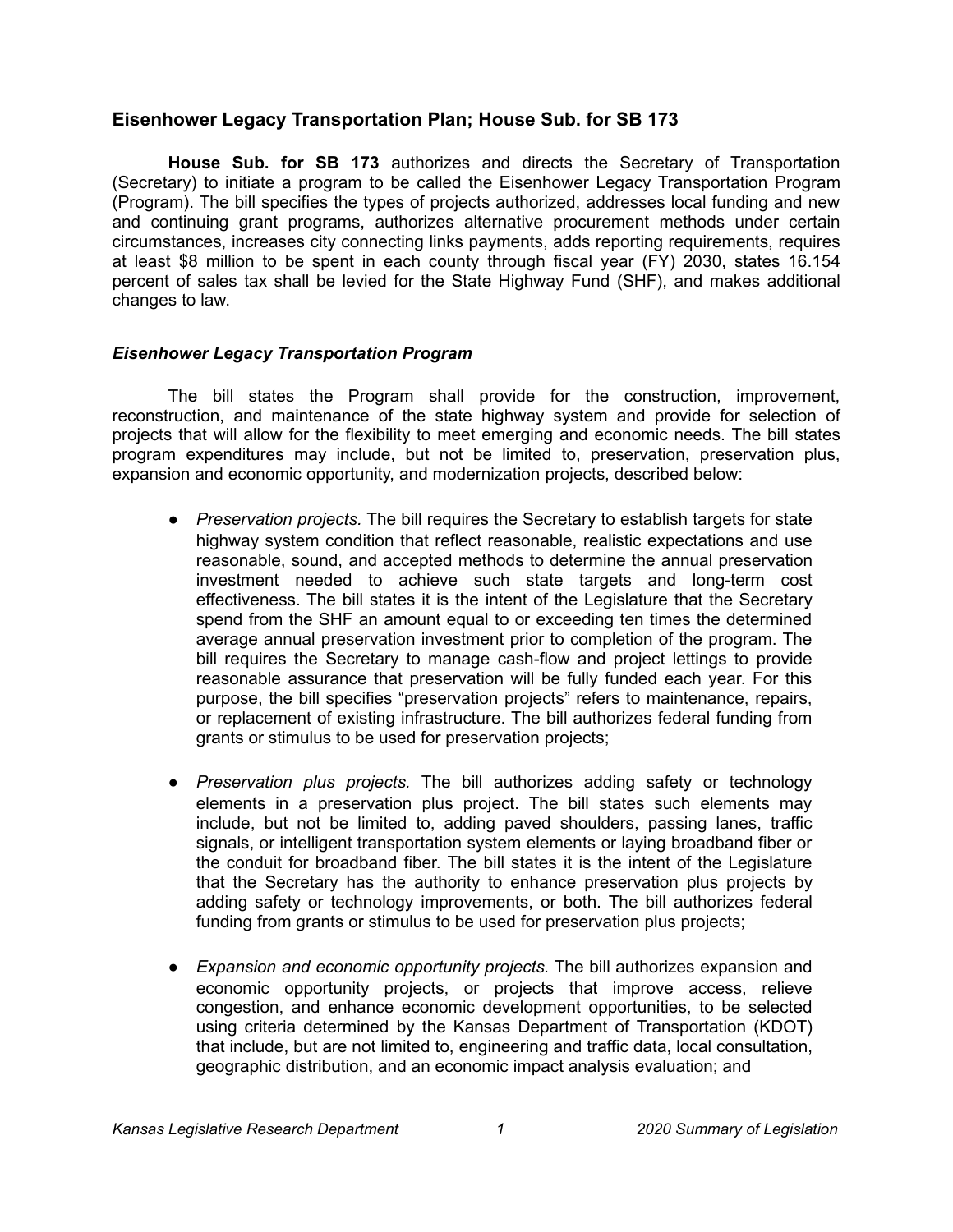## Eisenhower Legacy Transportation Plan; House Sub. for SB 173

**House Sub. for SB 173** authorizes and directs the Secretary of Transportation (Secretary) to initiate a program to be called the Eisenhower Legacy Transportation Program (Program). The bill specifies the types of projects authorized, addresses local funding and new and continuing grant programs, authorizes alternative procurement methods under certain circumstances, increases city connecting links payments, adds reporting requirements, requires at least $8 million to be spent in each county through fiscal year (FY) 2030, states 16.154 percent of sales tax shall be levied for the State Highway Fund (SHF), and makes additional changes to law.

### *Eisenhower Legacy Transportation Program*

The bill states the Program shall provide for the construction, improvement, reconstruction, and maintenance of the state highway system and provide for selection of projects that will allow for the flexibility to meet emerging and economic needs. The bill states program expenditures may include, but not be limited to, preservation, preservation plus, expansion and economic opportunity, and modernization projects, described below:

- *Preservation projects.* The bill requires the Secretary to establish targets for state highway system condition that reflect reasonable, realistic expectations and use reasonable, sound, and accepted methods to determine the annual preservation investment needed to achieve such state targets and long-term cost effectiveness. The bill states it is the intent of the Legislature that the Secretary spend from the SHF an amount equal to or exceeding ten times the determined average annual preservation investment prior to completion of the program. The bill requires the Secretary to manage cash-flow and project lettings to provide reasonable assurance that preservation will be fully funded each year. For this purpose, the bill specifies "preservation projects" refers to maintenance, repairs, or replacement of existing infrastructure. The bill authorizes federal funding from grants or stimulus to be used for preservation projects;

- *Preservation plus projects.* The bill authorizes adding safety or technology elements in a preservation plus project. The bill states such elements may include, but not be limited to, adding paved shoulders, passing lanes, traffic signals, or intelligent transportation system elements or laying broadband fiber or the conduit for broadband fiber. The bill states it is the intent of the Legislature that the Secretary has the authority to enhance preservation plus projects by adding safety or technology improvements, or both. The bill authorizes federal funding from grants or stimulus to be used for preservation plus projects;

- *Expansion and economic opportunity projects.* The bill authorizes expansion and economic opportunity projects, or projects that improve access, relieve congestion, and enhance economic development opportunities, to be selected using criteria determined by the Kansas Department of Transportation (KDOT) that include, but are not limited to, engineering and traffic data, local consultation, geographic distribution, and an economic impact analysis evaluation; and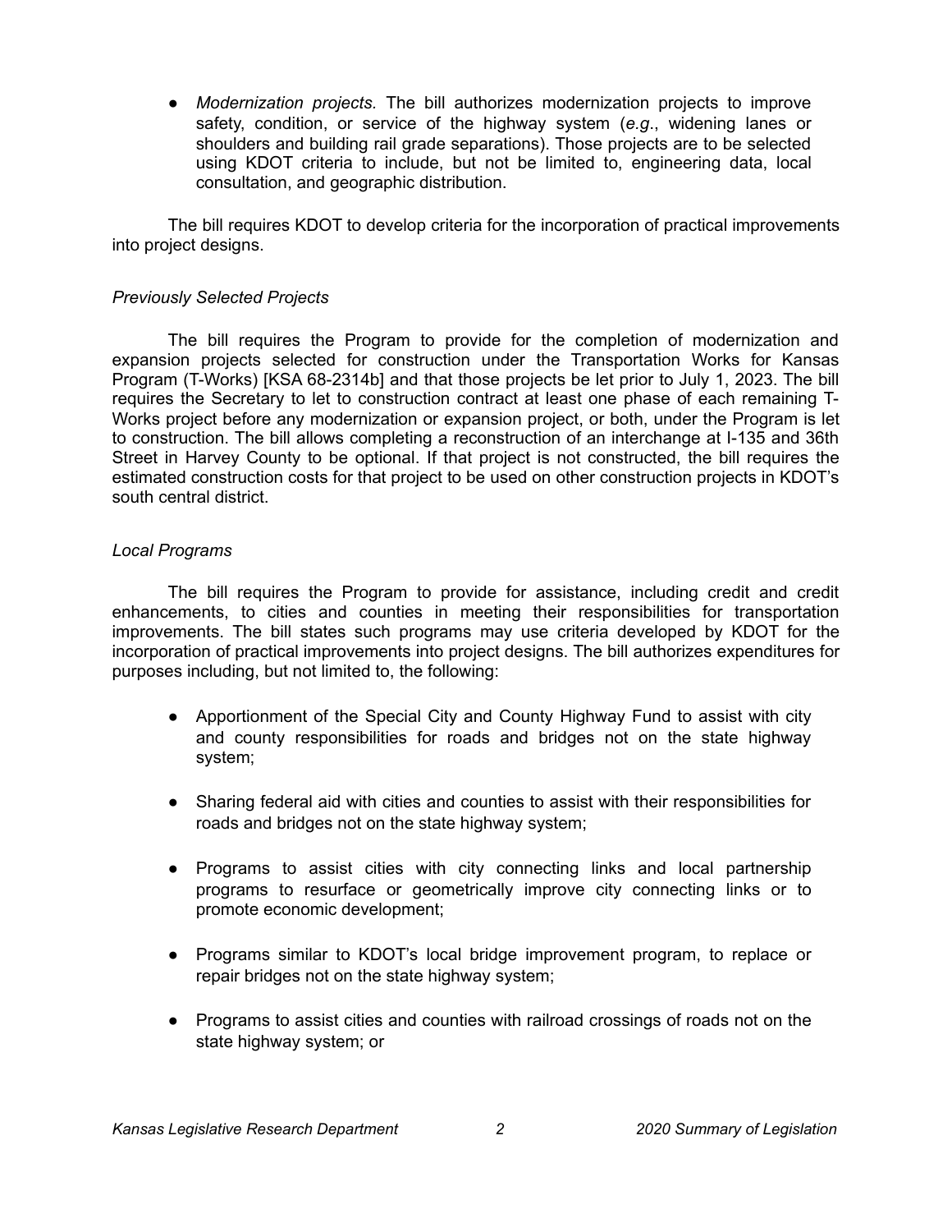- *Modernization projects.* The bill authorizes modernization projects to improve safety, condition, or service of the highway system (*e.g.*, widening lanes or shoulders and building rail grade separations). Those projects are to be selected using KDOT criteria to include, but not be limited to, engineering data, local consultation, and geographic distribution.

The bill requires KDOT to develop criteria for the incorporation of practical improvements into project designs.

*Previously Selected Projects*

The bill requires the Program to provide for the completion of modernization and expansion projects selected for construction under the Transportation Works for Kansas Program (T-Works) [KSA 68-2314b] and that those projects be let prior to July 1, 2023. The bill requires the Secretary to let to construction contract at least one phase of each remaining T-Works project before any modernization or expansion project, or both, under the Program is let to construction. The bill allows completing a reconstruction of an interchange at I-135 and 36th Street in Harvey County to be optional. If that project is not constructed, the bill requires the estimated construction costs for that project to be used on other construction projects in KDOT's south central district.

*Local Programs*

The bill requires the Program to provide for assistance, including credit and credit enhancements, to cities and counties in meeting their responsibilities for transportation improvements. The bill states such programs may use criteria developed by KDOT for the incorporation of practical improvements into project designs. The bill authorizes expenditures for purposes including, but not limited to, the following:

- Apportionment of the Special City and County Highway Fund to assist with city and county responsibilities for roads and bridges not on the state highway system;
- Sharing federal aid with cities and counties to assist with their responsibilities for roads and bridges not on the state highway system;
- Programs to assist cities with city connecting links and local partnership programs to resurface or geometrically improve city connecting links or to promote economic development;
- Programs similar to KDOT's local bridge improvement program, to replace or repair bridges not on the state highway system;
- Programs to assist cities and counties with railroad crossings of roads not on the state highway system; or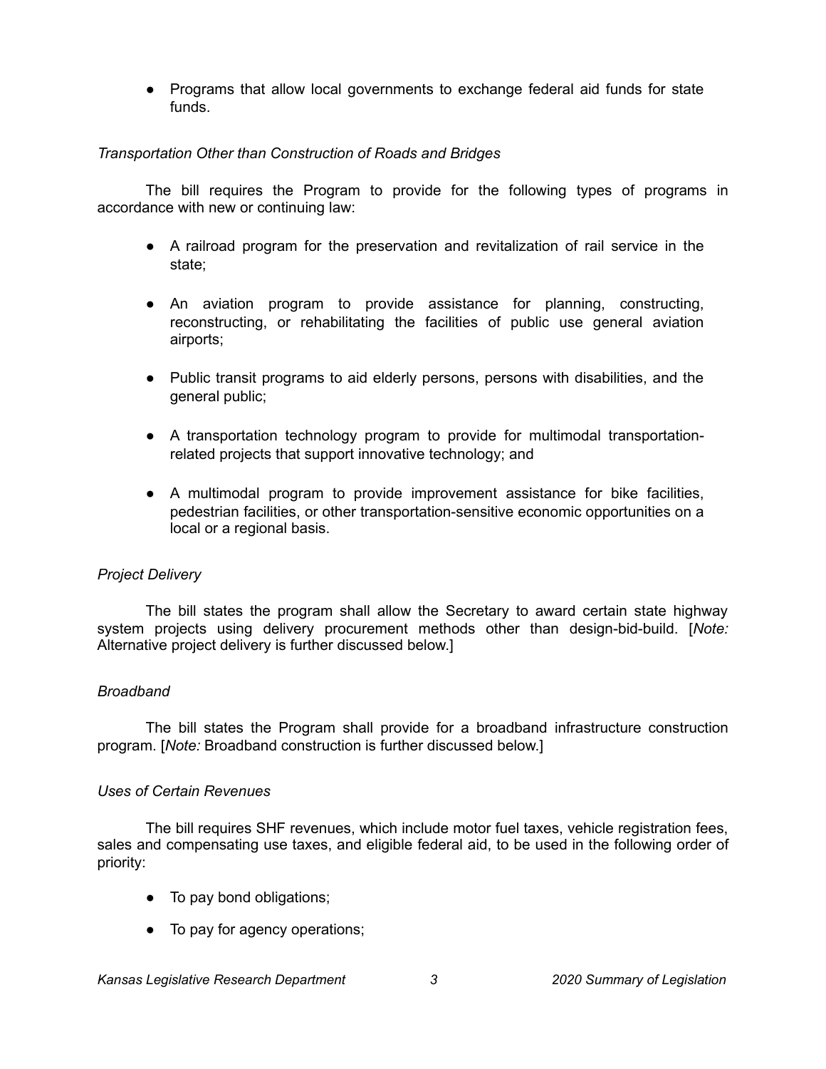- Programs that allow local governments to exchange federal aid funds for state funds.

*Transportation Other than Construction of Roads and Bridges*

The bill requires the Program to provide for the following types of programs in accordance with new or continuing law:

- A railroad program for the preservation and revitalization of rail service in the state;
- An aviation program to provide assistance for planning, constructing, reconstructing, or rehabilitating the facilities of public use general aviation airports;
- Public transit programs to aid elderly persons, persons with disabilities, and the general public;
- A transportation technology program to provide for multimodal transportation-related projects that support innovative technology; and
- A multimodal program to provide improvement assistance for bike facilities, pedestrian facilities, or other transportation-sensitive economic opportunities on a local or a regional basis.

*Project Delivery*

The bill states the program shall allow the Secretary to award certain state highway system projects using delivery procurement methods other than design-bid-build. [*Note:* Alternative project delivery is further discussed below.]

*Broadband*

The bill states the Program shall provide for a broadband infrastructure construction program. [*Note:* Broadband construction is further discussed below.]

*Uses of Certain Revenues*

The bill requires SHF revenues, which include motor fuel taxes, vehicle registration fees, sales and compensating use taxes, and eligible federal aid, to be used in the following order of priority:

- To pay bond obligations;
- To pay for agency operations;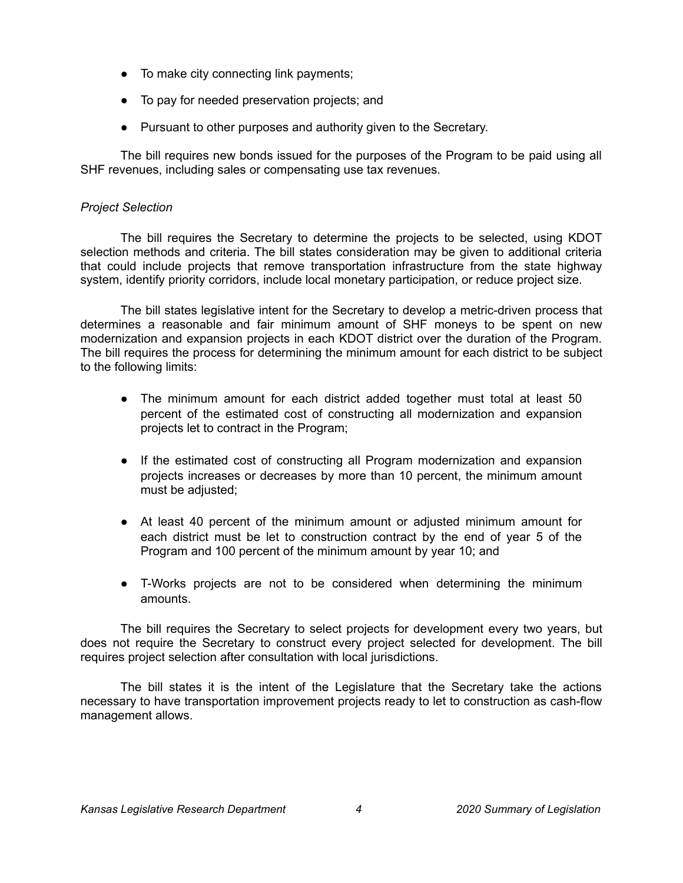- To make city connecting link payments;
- To pay for needed preservation projects; and
- Pursuant to other purposes and authority given to the Secretary.

The bill requires new bonds issued for the purposes of the Program to be paid using all SHF revenues, including sales or compensating use tax revenues.

*Project Selection*

The bill requires the Secretary to determine the projects to be selected, using KDOT selection methods and criteria. The bill states consideration may be given to additional criteria that could include projects that remove transportation infrastructure from the state highway system, identify priority corridors, include local monetary participation, or reduce project size.

The bill states legislative intent for the Secretary to develop a metric-driven process that determines a reasonable and fair minimum amount of SHF moneys to be spent on new modernization and expansion projects in each KDOT district over the duration of the Program. The bill requires the process for determining the minimum amount for each district to be subject to the following limits:

- The minimum amount for each district added together must total at least 50 percent of the estimated cost of constructing all modernization and expansion projects let to contract in the Program;
- If the estimated cost of constructing all Program modernization and expansion projects increases or decreases by more than 10 percent, the minimum amount must be adjusted;
- At least 40 percent of the minimum amount or adjusted minimum amount for each district must be let to construction contract by the end of year 5 of the Program and 100 percent of the minimum amount by year 10; and
- T-Works projects are not to be considered when determining the minimum amounts.

The bill requires the Secretary to select projects for development every two years, but does not require the Secretary to construct every project selected for development. The bill requires project selection after consultation with local jurisdictions.

The bill states it is the intent of the Legislature that the Secretary take the actions necessary to have transportation improvement projects ready to let to construction as cash-flow management allows.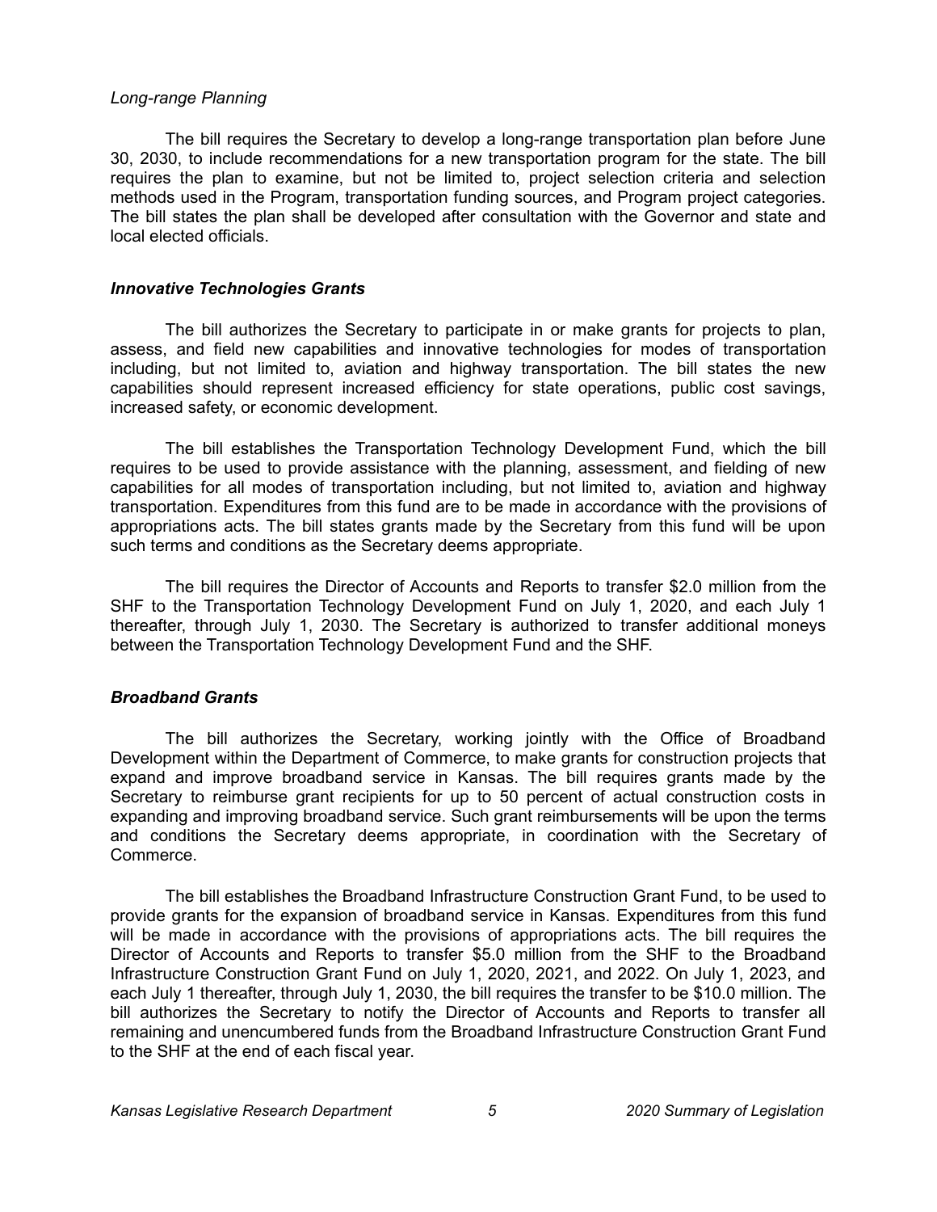*Long-range Planning*

The bill requires the Secretary to develop a long-range transportation plan before June 30, 2030, to include recommendations for a new transportation program for the state. The bill requires the plan to examine, but not be limited to, project selection criteria and selection methods used in the Program, transportation funding sources, and Program project categories. The bill states the plan shall be developed after consultation with the Governor and state and local elected officials.

### *Innovative Technologies Grants*

The bill authorizes the Secretary to participate in or make grants for projects to plan, assess, and field new capabilities and innovative technologies for modes of transportation including, but not limited to, aviation and highway transportation. The bill states the new capabilities should represent increased efficiency for state operations, public cost savings, increased safety, or economic development.

The bill establishes the Transportation Technology Development Fund, which the bill requires to be used to provide assistance with the planning, assessment, and fielding of new capabilities for all modes of transportation including, but not limited to, aviation and highway transportation. Expenditures from this fund are to be made in accordance with the provisions of appropriations acts. The bill states grants made by the Secretary from this fund will be upon such terms and conditions as the Secretary deems appropriate.

The bill requires the Director of Accounts and Reports to transfer $2.0 million from the SHF to the Transportation Technology Development Fund on July 1, 2020, and each July 1 thereafter, through July 1, 2030. The Secretary is authorized to transfer additional moneys between the Transportation Technology Development Fund and the SHF.

### *Broadband Grants*

The bill authorizes the Secretary, working jointly with the Office of Broadband Development within the Department of Commerce, to make grants for construction projects that expand and improve broadband service in Kansas. The bill requires grants made by the Secretary to reimburse grant recipients for up to 50 percent of actual construction costs in expanding and improving broadband service. Such grant reimbursements will be upon the terms and conditions the Secretary deems appropriate, in coordination with the Secretary of Commerce.

The bill establishes the Broadband Infrastructure Construction Grant Fund, to be used to provide grants for the expansion of broadband service in Kansas. Expenditures from this fund will be made in accordance with the provisions of appropriations acts. The bill requires the Director of Accounts and Reports to transfer $5.0 million from the SHF to the Broadband Infrastructure Construction Grant Fund on July 1, 2020, 2021, and 2022. On July 1, 2023, and each July 1 thereafter, through July 1, 2030, the bill requires the transfer to be $10.0 million. The bill authorizes the Secretary to notify the Director of Accounts and Reports to transfer all remaining and unencumbered funds from the Broadband Infrastructure Construction Grant Fund to the SHF at the end of each fiscal year.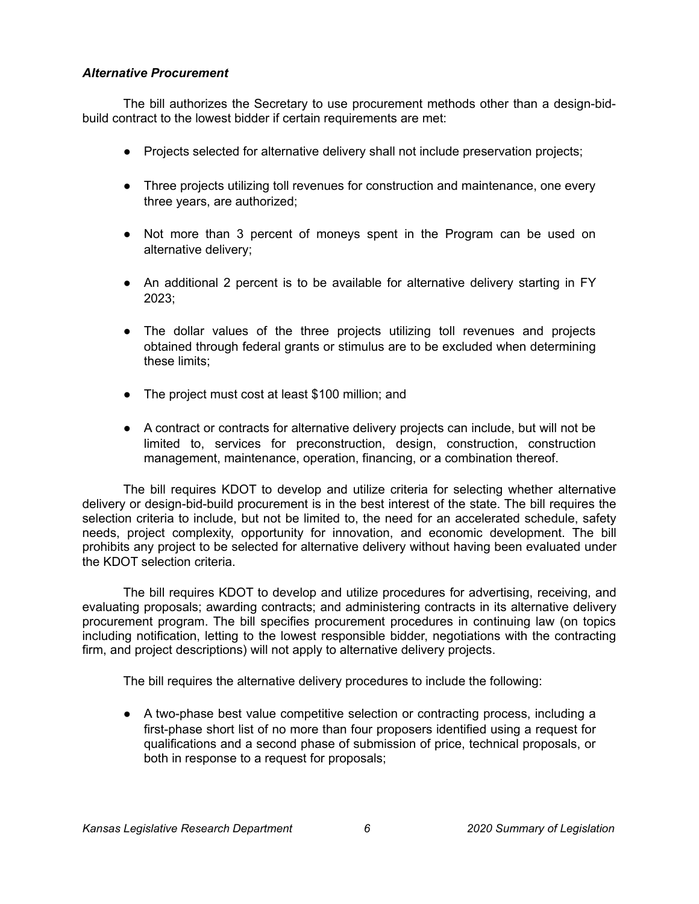***Alternative Procurement***

The bill authorizes the Secretary to use procurement methods other than a design-bid-build contract to the lowest bidder if certain requirements are met:

- Projects selected for alternative delivery shall not include preservation projects;
- Three projects utilizing toll revenues for construction and maintenance, one every three years, are authorized;
- Not more than 3 percent of moneys spent in the Program can be used on alternative delivery;
- An additional 2 percent is to be available for alternative delivery starting in FY 2023;
- The dollar values of the three projects utilizing toll revenues and projects obtained through federal grants or stimulus are to be excluded when determining these limits;
- The project must cost at least $100 million; and
- A contract or contracts for alternative delivery projects can include, but will not be limited to, services for preconstruction, design, construction, construction management, maintenance, operation, financing, or a combination thereof.

The bill requires KDOT to develop and utilize criteria for selecting whether alternative delivery or design-bid-build procurement is in the best interest of the state. The bill requires the selection criteria to include, but not be limited to, the need for an accelerated schedule, safety needs, project complexity, opportunity for innovation, and economic development. The bill prohibits any project to be selected for alternative delivery without having been evaluated under the KDOT selection criteria.

The bill requires KDOT to develop and utilize procedures for advertising, receiving, and evaluating proposals; awarding contracts; and administering contracts in its alternative delivery procurement program. The bill specifies procurement procedures in continuing law (on topics including notification, letting to the lowest responsible bidder, negotiations with the contracting firm, and project descriptions) will not apply to alternative delivery projects.

The bill requires the alternative delivery procedures to include the following:

- A two-phase best value competitive selection or contracting process, including a first-phase short list of no more than four proposers identified using a request for qualifications and a second phase of submission of price, technical proposals, or both in response to a request for proposals;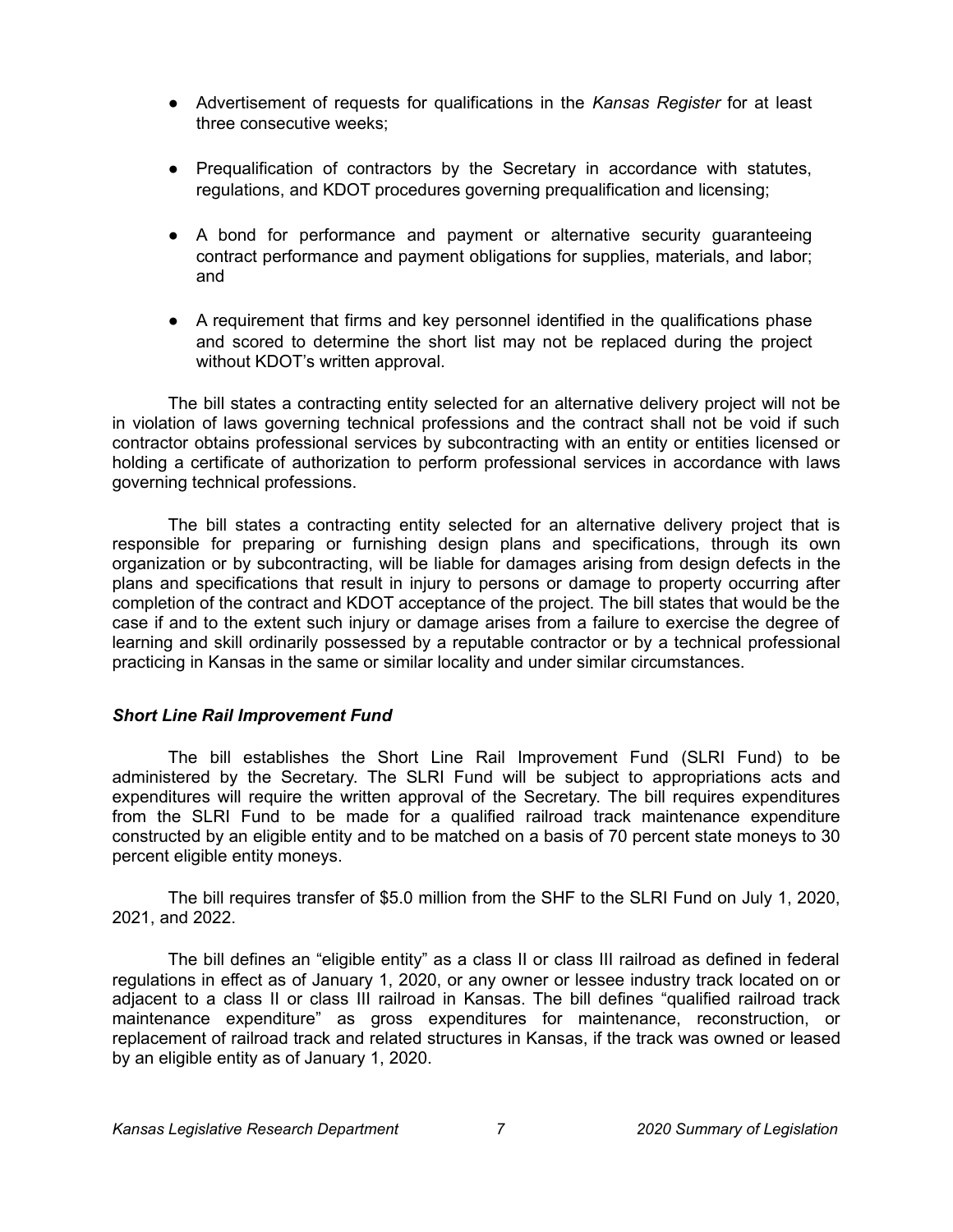- Advertisement of requests for qualifications in the *Kansas Register* for at least three consecutive weeks;

- Prequalification of contractors by the Secretary in accordance with statutes, regulations, and KDOT procedures governing prequalification and licensing;

- A bond for performance and payment or alternative security guaranteeing contract performance and payment obligations for supplies, materials, and labor; and

- A requirement that firms and key personnel identified in the qualifications phase and scored to determine the short list may not be replaced during the project without KDOT's written approval.

The bill states a contracting entity selected for an alternative delivery project will not be in violation of laws governing technical professions and the contract shall not be void if such contractor obtains professional services by subcontracting with an entity or entities licensed or holding a certificate of authorization to perform professional services in accordance with laws governing technical professions.

The bill states a contracting entity selected for an alternative delivery project that is responsible for preparing or furnishing design plans and specifications, through its own organization or by subcontracting, will be liable for damages arising from design defects in the plans and specifications that result in injury to persons or damage to property occurring after completion of the contract and KDOT acceptance of the project. The bill states that would be the case if and to the extent such injury or damage arises from a failure to exercise the degree of learning and skill ordinarily possessed by a reputable contractor or by a technical professional practicing in Kansas in the same or similar locality and under similar circumstances.

### *Short Line Rail Improvement Fund*

The bill establishes the Short Line Rail Improvement Fund (SLRI Fund) to be administered by the Secretary. The SLRI Fund will be subject to appropriations acts and expenditures will require the written approval of the Secretary. The bill requires expenditures from the SLRI Fund to be made for a qualified railroad track maintenance expenditure constructed by an eligible entity and to be matched on a basis of 70 percent state moneys to 30 percent eligible entity moneys.

The bill requires transfer of $5.0 million from the SHF to the SLRI Fund on July 1, 2020, 2021, and 2022.

The bill defines an "eligible entity" as a class II or class III railroad as defined in federal regulations in effect as of January 1, 2020, or any owner or lessee industry track located on or adjacent to a class II or class III railroad in Kansas. The bill defines "qualified railroad track maintenance expenditure" as gross expenditures for maintenance, reconstruction, or replacement of railroad track and related structures in Kansas, if the track was owned or leased by an eligible entity as of January 1, 2020.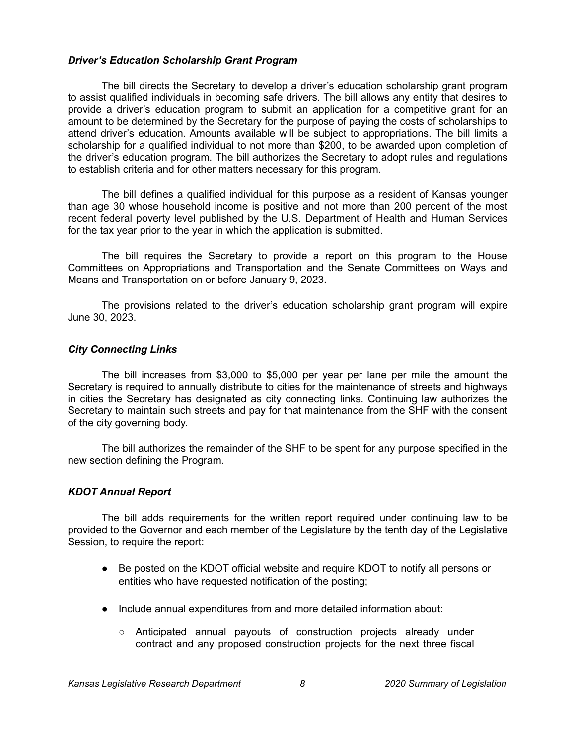### *Driver's Education Scholarship Grant Program*

The bill directs the Secretary to develop a driver's education scholarship grant program to assist qualified individuals in becoming safe drivers. The bill allows any entity that desires to provide a driver's education program to submit an application for a competitive grant for an amount to be determined by the Secretary for the purpose of paying the costs of scholarships to attend driver's education. Amounts available will be subject to appropriations. The bill limits a scholarship for a qualified individual to not more than $200, to be awarded upon completion of the driver's education program. The bill authorizes the Secretary to adopt rules and regulations to establish criteria and for other matters necessary for this program.

The bill defines a qualified individual for this purpose as a resident of Kansas younger than age 30 whose household income is positive and not more than 200 percent of the most recent federal poverty level published by the U.S. Department of Health and Human Services for the tax year prior to the year in which the application is submitted.

The bill requires the Secretary to provide a report on this program to the House Committees on Appropriations and Transportation and the Senate Committees on Ways and Means and Transportation on or before January 9, 2023.

The provisions related to the driver's education scholarship grant program will expire June 30, 2023.

### *City Connecting Links*

The bill increases from $3,000 to $5,000 per year per lane per mile the amount the Secretary is required to annually distribute to cities for the maintenance of streets and highways in cities the Secretary has designated as city connecting links. Continuing law authorizes the Secretary to maintain such streets and pay for that maintenance from the SHF with the consent of the city governing body.

The bill authorizes the remainder of the SHF to be spent for any purpose specified in the new section defining the Program.

### *KDOT Annual Report*

The bill adds requirements for the written report required under continuing law to be provided to the Governor and each member of the Legislature by the tenth day of the Legislative Session, to require the report:

- Be posted on the KDOT official website and require KDOT to notify all persons or entities who have requested notification of the posting;
- Include annual expenditures from and more detailed information about:
  - Anticipated annual payouts of construction projects already under contract and any proposed construction projects for the next three fiscal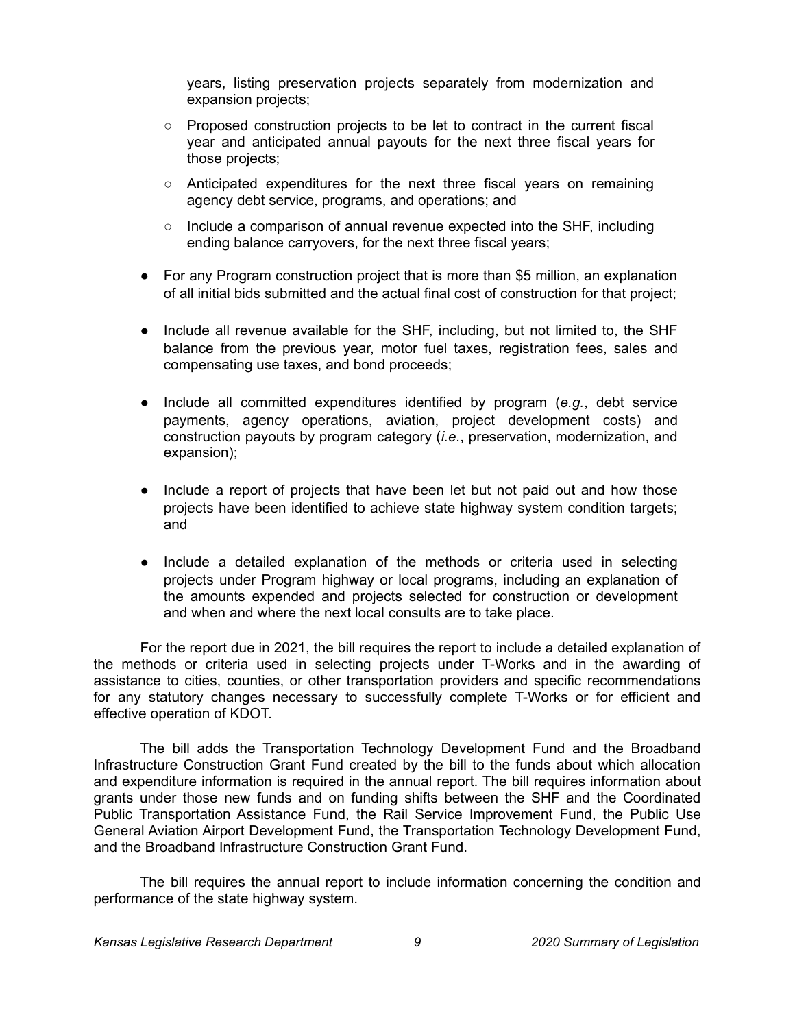years, listing preservation projects separately from modernization and expansion projects;
  - Proposed construction projects to be let to contract in the current fiscal year and anticipated annual payouts for the next three fiscal years for those projects;
  - Anticipated expenditures for the next three fiscal years on remaining agency debt service, programs, and operations; and
  - Include a comparison of annual revenue expected into the SHF, including ending balance carryovers, for the next three fiscal years;

- For any Program construction project that is more than $5 million, an explanation of all initial bids submitted and the actual final cost of construction for that project;
- Include all revenue available for the SHF, including, but not limited to, the SHF balance from the previous year, motor fuel taxes, registration fees, sales and compensating use taxes, and bond proceeds;
- Include all committed expenditures identified by program (*e.g.*, debt service payments, agency operations, aviation, project development costs) and construction payouts by program category (*i.e.*, preservation, modernization, and expansion);
- Include a report of projects that have been let but not paid out and how those projects have been identified to achieve state highway system condition targets; and
- Include a detailed explanation of the methods or criteria used in selecting projects under Program highway or local programs, including an explanation of the amounts expended and projects selected for construction or development and when and where the next local consults are to take place.

For the report due in 2021, the bill requires the report to include a detailed explanation of the methods or criteria used in selecting projects under T-Works and in the awarding of assistance to cities, counties, or other transportation providers and specific recommendations for any statutory changes necessary to successfully complete T-Works or for efficient and effective operation of KDOT.

The bill adds the Transportation Technology Development Fund and the Broadband Infrastructure Construction Grant Fund created by the bill to the funds about which allocation and expenditure information is required in the annual report. The bill requires information about grants under those new funds and on funding shifts between the SHF and the Coordinated Public Transportation Assistance Fund, the Rail Service Improvement Fund, the Public Use General Aviation Airport Development Fund, the Transportation Technology Development Fund, and the Broadband Infrastructure Construction Grant Fund.

The bill requires the annual report to include information concerning the condition and performance of the state highway system.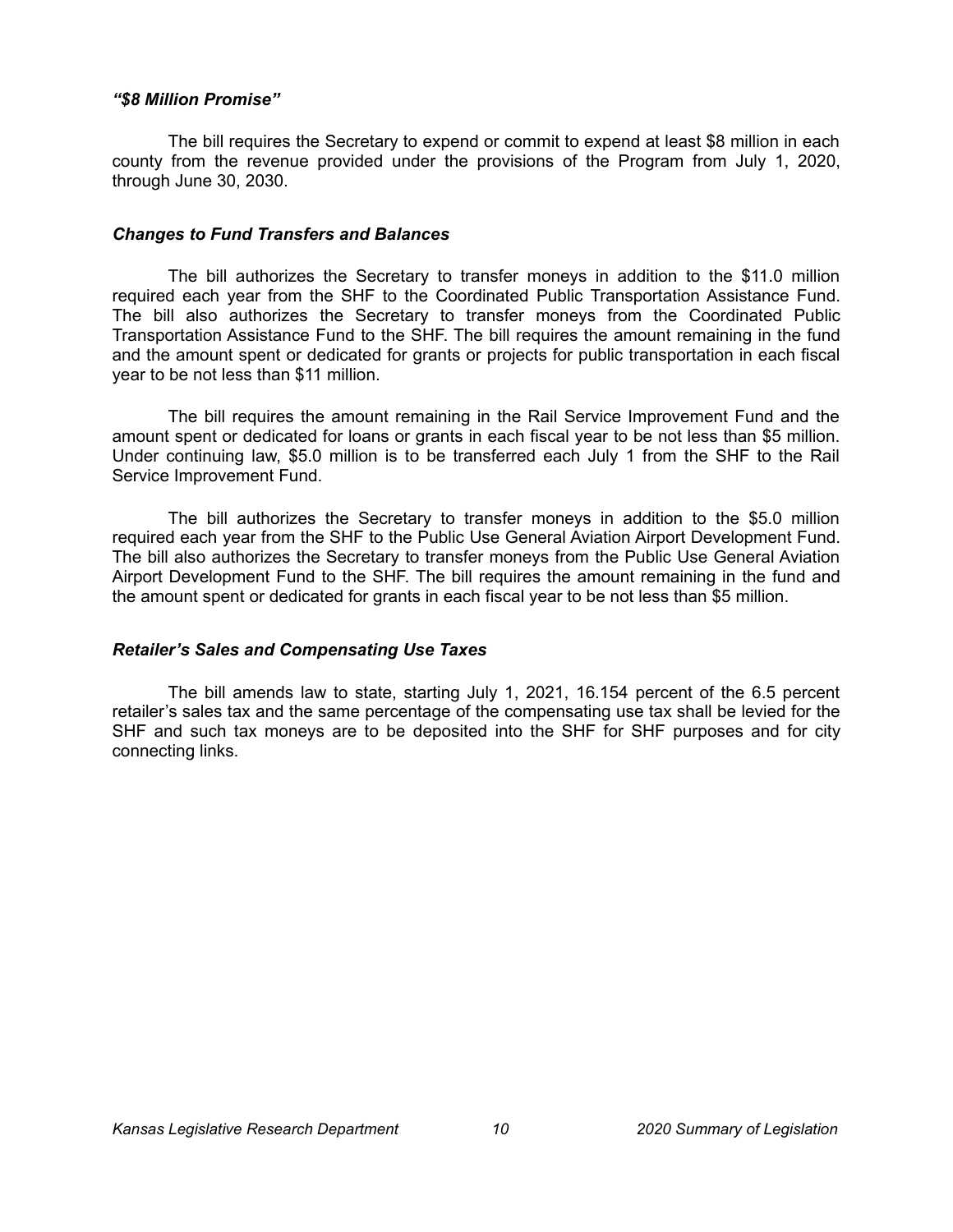### *"$8 Million Promise"*

The bill requires the Secretary to expend or commit to expend at least $8 million in each county from the revenue provided under the provisions of the Program from July 1, 2020, through June 30, 2030.

### *Changes to Fund Transfers and Balances*

The bill authorizes the Secretary to transfer moneys in addition to the $11.0 million required each year from the SHF to the Coordinated Public Transportation Assistance Fund. The bill also authorizes the Secretary to transfer moneys from the Coordinated Public Transportation Assistance Fund to the SHF. The bill requires the amount remaining in the fund and the amount spent or dedicated for grants or projects for public transportation in each fiscal year to be not less than $11 million.

The bill requires the amount remaining in the Rail Service Improvement Fund and the amount spent or dedicated for loans or grants in each fiscal year to be not less than $5 million. Under continuing law, $5.0 million is to be transferred each July 1 from the SHF to the Rail Service Improvement Fund.

The bill authorizes the Secretary to transfer moneys in addition to the $5.0 million required each year from the SHF to the Public Use General Aviation Airport Development Fund. The bill also authorizes the Secretary to transfer moneys from the Public Use General Aviation Airport Development Fund to the SHF. The bill requires the amount remaining in the fund and the amount spent or dedicated for grants in each fiscal year to be not less than $5 million.

### *Retailer's Sales and Compensating Use Taxes*

The bill amends law to state, starting July 1, 2021, 16.154 percent of the 6.5 percent retailer's sales tax and the same percentage of the compensating use tax shall be levied for the SHF and such tax moneys are to be deposited into the SHF for SHF purposes and for city connecting links.